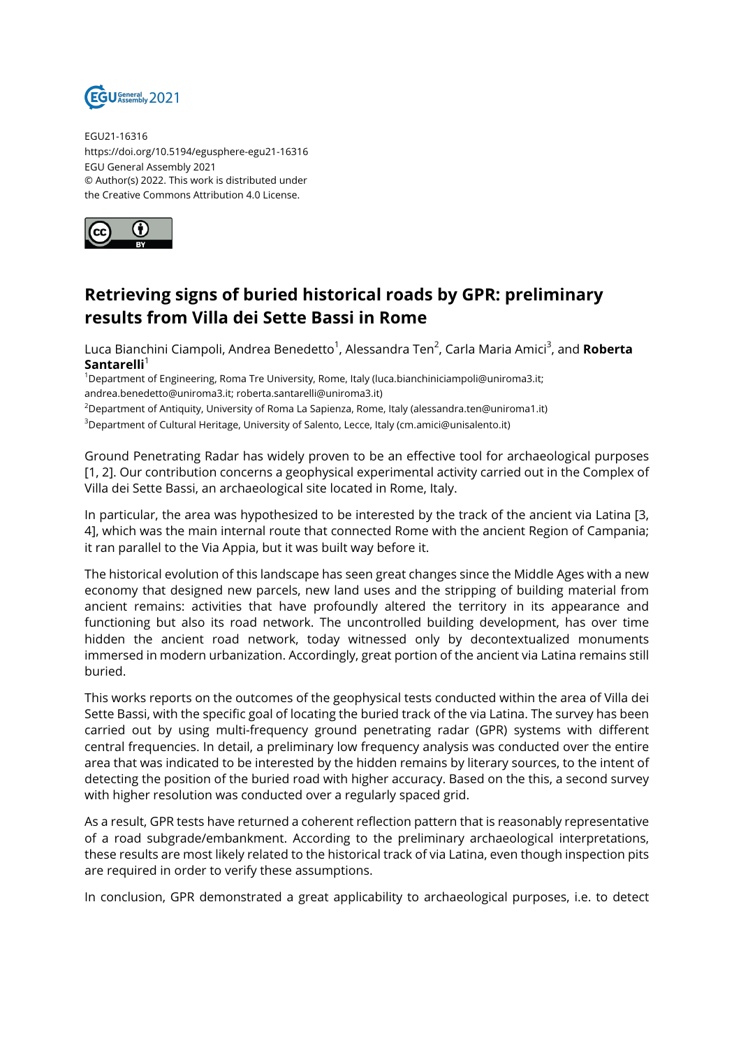EGU21-16316
https://doi.org/10.5194/egusphere-egu21-16316
EGU General Assembly 2021
© Author(s) 2022. This work is distributed under
the Creative Commons Attribution 4.0 License.

# Retrieving signs of buried historical roads by GPR: preliminary results from Villa dei Sette Bassi in Rome

Luca Bianchini Ciampoli, Andrea Benedetto[1], Alessandra Ten[2], Carla Maria Amici[3], and **Roberta Santarelli**[1]

[1]Department of Engineering, Roma Tre University, Rome, Italy (luca.bianchiniciampoli@uniroma3.it; andrea.benedetto@uniroma3.it; roberta.santarelli@uniroma3.it)

[2]Department of Antiquity, University of Roma La Sapienza, Rome, Italy (alessandra.ten@uniroma1.it)

[3]Department of Cultural Heritage, University of Salento, Lecce, Italy (cm.amici@unisalento.it)

Ground Penetrating Radar has widely proven to be an effective tool for archaeological purposes [1, 2]. Our contribution concerns a geophysical experimental activity carried out in the Complex of Villa dei Sette Bassi, an archaeological site located in Rome, Italy.

In particular, the area was hypothesized to be interested by the track of the ancient via Latina [3, 4], which was the main internal route that connected Rome with the ancient Region of Campania; it ran parallel to the Via Appia, but it was built way before it.

The historical evolution of this landscape has seen great changes since the Middle Ages with a new economy that designed new parcels, new land uses and the stripping of building material from ancient remains: activities that have profoundly altered the territory in its appearance and functioning but also its road network. The uncontrolled building development, has over time hidden the ancient road network, today witnessed only by decontextualized monuments immersed in modern urbanization. Accordingly, great portion of the ancient via Latina remains still buried.

This works reports on the outcomes of the geophysical tests conducted within the area of Villa dei Sette Bassi, with the specific goal of locating the buried track of the via Latina. The survey has been carried out by using multi-frequency ground penetrating radar (GPR) systems with different central frequencies. In detail, a preliminary low frequency analysis was conducted over the entire area that was indicated to be interested by the hidden remains by literary sources, to the intent of detecting the position of the buried road with higher accuracy. Based on the this, a second survey with higher resolution was conducted over a regularly spaced grid.

As a result, GPR tests have returned a coherent reflection pattern that is reasonably representative of a road subgrade/embankment. According to the preliminary archaeological interpretations, these results are most likely related to the historical track of via Latina, even though inspection pits are required in order to verify these assumptions.

In conclusion, GPR demonstrated a great applicability to archaeological purposes, i.e. to detect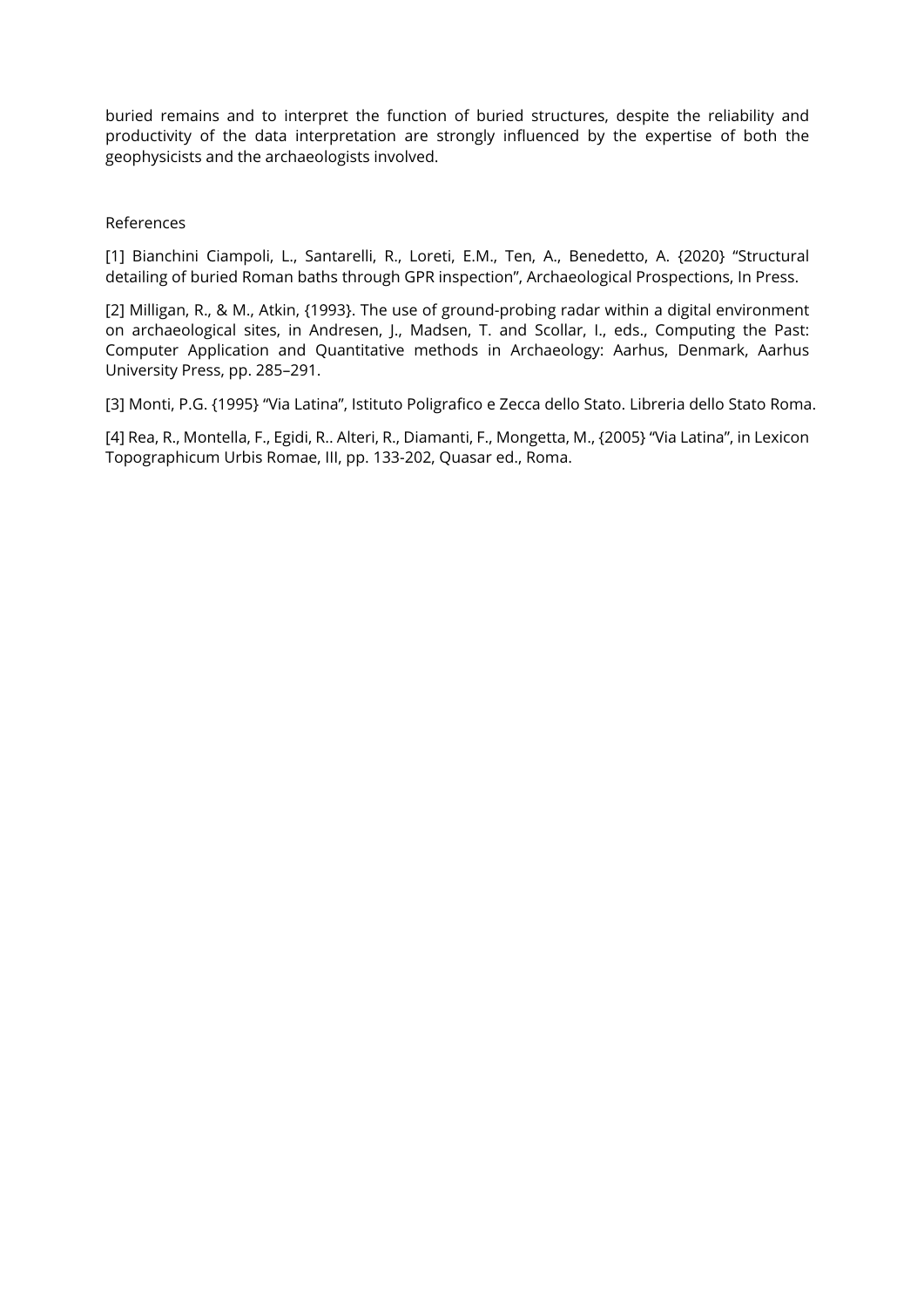buried remains and to interpret the function of buried structures, despite the reliability and productivity of the data interpretation are strongly influenced by the expertise of both the geophysicists and the archaeologists involved.

References

[1] Bianchini Ciampoli, L., Santarelli, R., Loreti, E.M., Ten, A., Benedetto, A. {2020} "Structural detailing of buried Roman baths through GPR inspection", Archaeological Prospections, In Press.

[2] Milligan, R., & M., Atkin, {1993}. The use of ground-probing radar within a digital environment on archaeological sites, in Andresen, J., Madsen, T. and Scollar, I., eds., Computing the Past: Computer Application and Quantitative methods in Archaeology: Aarhus, Denmark, Aarhus University Press, pp. 285–291.

[3] Monti, P.G. {1995} "Via Latina", Istituto Poligrafico e Zecca dello Stato. Libreria dello Stato Roma.

[4] Rea, R., Montella, F., Egidi, R.. Alteri, R., Diamanti, F., Mongetta, M., {2005} "Via Latina", in Lexicon Topographicum Urbis Romae, III, pp. 133-202, Quasar ed., Roma.